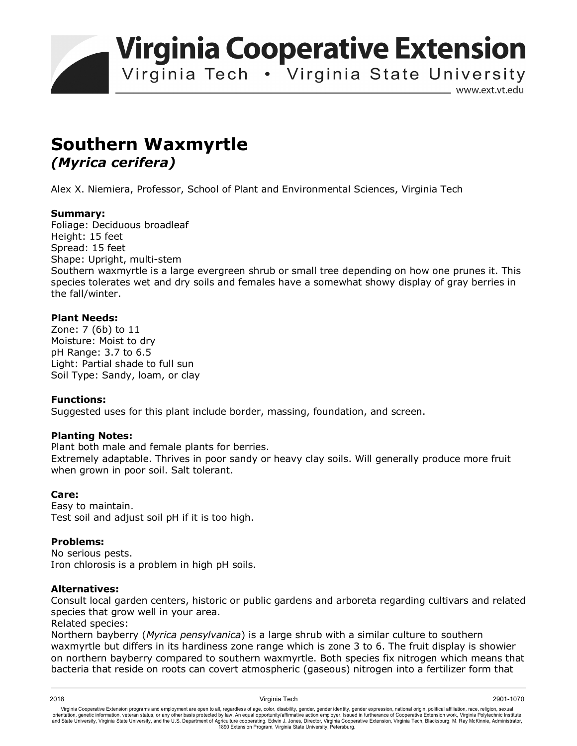# Virginia Cooperative Extension

Virginia Tech • Virginia State University

www.ext.vt.edu

# Southern Waxmyrtle
## *(Myrica cerifera)*

Alex X. Niemiera, Professor, School of Plant and Environmental Sciences, Virginia Tech

**Summary:**
Foliage: Deciduous broadleaf
Height: 15 feet
Spread: 15 feet
Shape: Upright, multi-stem
Southern waxmyrtle is a large evergreen shrub or small tree depending on how one prunes it. This species tolerates wet and dry soils and females have a somewhat showy display of gray berries in the fall/winter.

**Plant Needs:**
Zone: 7 (6b) to 11
Moisture: Moist to dry
pH Range: 3.7 to 6.5
Light: Partial shade to full sun
Soil Type: Sandy, loam, or clay

**Functions:**
Suggested uses for this plant include border, massing, foundation, and screen.

**Planting Notes:**
Plant both male and female plants for berries.
Extremely adaptable. Thrives in poor sandy or heavy clay soils. Will generally produce more fruit when grown in poor soil. Salt tolerant.

**Care:**
Easy to maintain.
Test soil and adjust soil pH if it is too high.

**Problems:**
No serious pests.
Iron chlorosis is a problem in high pH soils.

**Alternatives:**
Consult local garden centers, historic or public gardens and arboreta regarding cultivars and related species that grow well in your area.
Related species:
Northern bayberry (*Myrica pensylvanica*) is a large shrub with a similar culture to southern waxmyrtle but differs in its hardiness zone range which is zone 3 to 6. The fruit display is showier on northern bayberry compared to southern waxmyrtle. Both species fix nitrogen which means that bacteria that reside on roots can covert atmospheric (gaseous) nitrogen into a fertilizer form that

2018 Virginia Tech 2901-1070

Virginia Cooperative Extension programs and employment are open to all, regardless of age, color, disability, gender, gender identity, gender expression, national origin, political affiliation, race, religion, sexual orientation, genetic information, veteran status, or any other basis protected by law. An equal opportunity/affirmative action employer. Issued in furtherance of Cooperative Extension work, Virginia Polytechnic Institute and State University, Virginia State University, and the U.S. Department of Agriculture cooperating. Edwin J. Jones, Director, Virginia Cooperative Extension, Virginia Tech, Blacksburg; M. Ray McKinnie, Administrator, 1890 Extension Program, Virginia State University, Petersburg.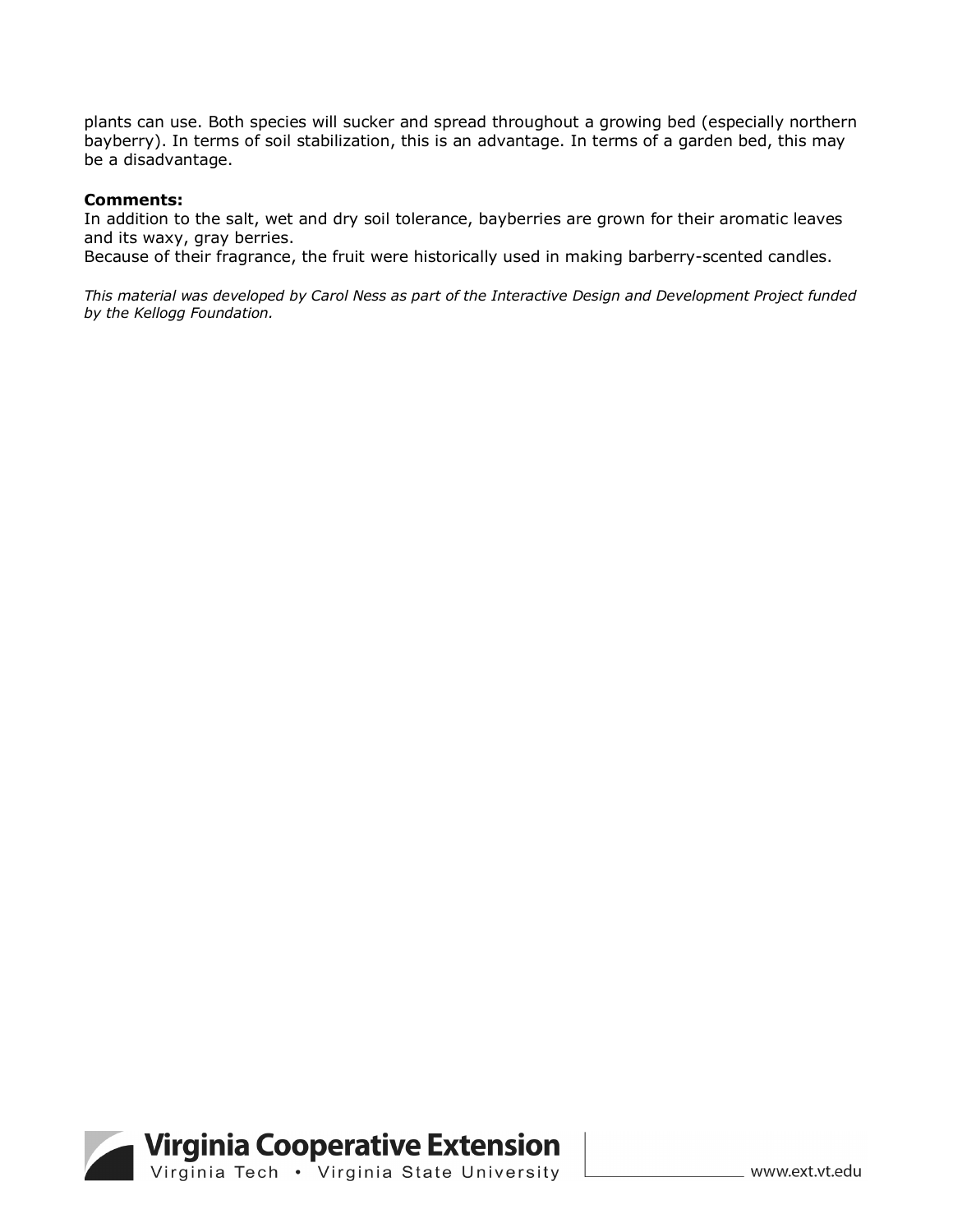plants can use. Both species will sucker and spread throughout a growing bed (especially northern bayberry). In terms of soil stabilization, this is an advantage. In terms of a garden bed, this may be a disadvantage.

**Comments:**
In addition to the salt, wet and dry soil tolerance, bayberries are grown for their aromatic leaves and its waxy, gray berries.
Because of their fragrance, the fruit were historically used in making barberry-scented candles.

*This material was developed by Carol Ness as part of the Interactive Design and Development Project funded by the Kellogg Foundation.*

Virginia Cooperative Extension
Virginia Tech • Virginia State University

www.ext.vt.edu